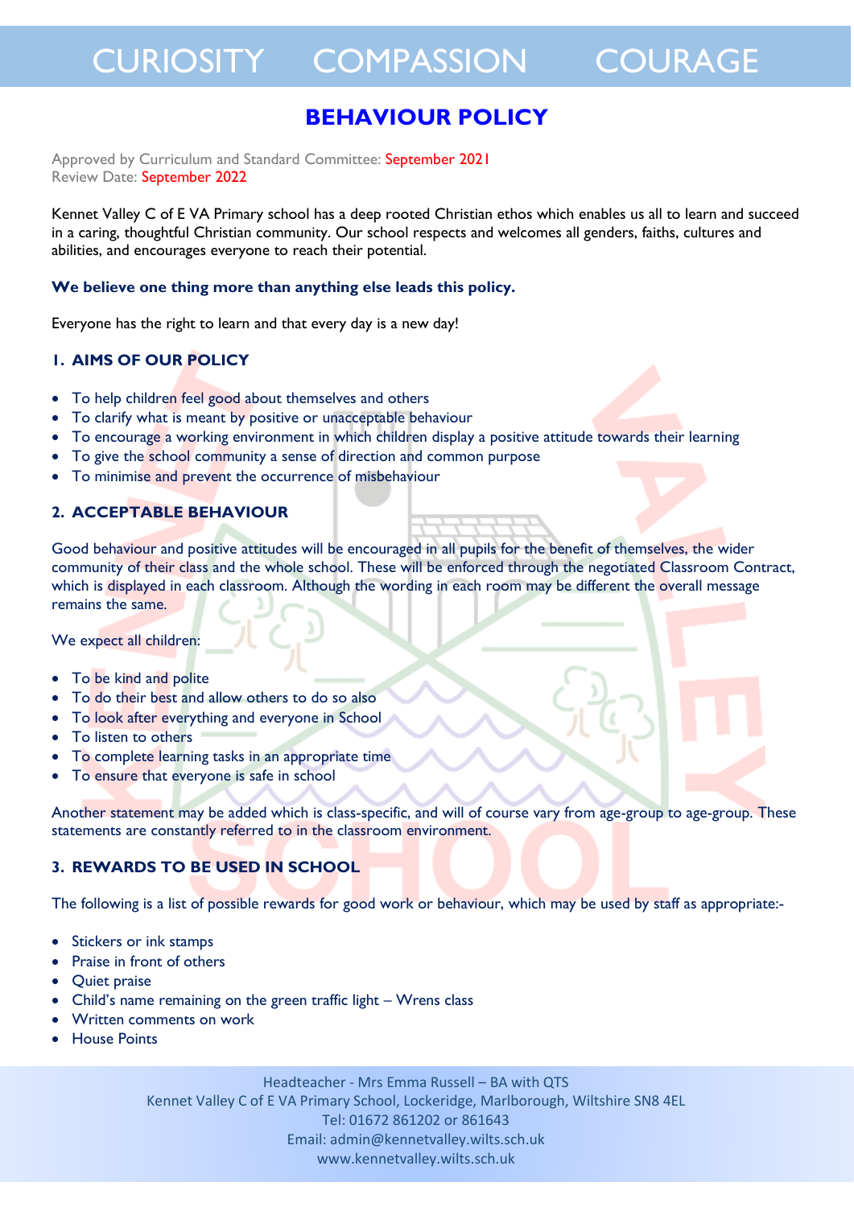CURIOSITY COMPASSION COURAGE

# BEHAVIOUR POLICY

Approved by Curriculum and Standard Committee: September 2021
Review Date: September 2022

Kennet Valley C of E VA Primary school has a deep rooted Christian ethos which enables us all to learn and succeed in a caring, thoughtful Christian community. Our school respects and welcomes all genders, faiths, cultures and abilities, and encourages everyone to reach their potential.

**We believe one thing more than anything else leads this policy.**

Everyone has the right to learn and that every day is a new day!

## 1. AIMS OF OUR POLICY

- To help children feel good about themselves and others
- To clarify what is meant by positive or unacceptable behaviour
- To encourage a working environment in which children display a positive attitude towards their learning
- To give the school community a sense of direction and common purpose
- To minimise and prevent the occurrence of misbehaviour

## 2. ACCEPTABLE BEHAVIOUR

Good behaviour and positive attitudes will be encouraged in all pupils for the benefit of themselves, the wider community of their class and the whole school. These will be enforced through the negotiated Classroom Contract, which is displayed in each classroom. Although the wording in each room may be different the overall message remains the same.

We expect all children:

- To be kind and polite
- To do their best and allow others to do so also
- To look after everything and everyone in School
- To listen to others
- To complete learning tasks in an appropriate time
- To ensure that everyone is safe in school

Another statement may be added which is class-specific, and will of course vary from age-group to age-group. These statements are constantly referred to in the classroom environment.

## 3. REWARDS TO BE USED IN SCHOOL

The following is a list of possible rewards for good work or behaviour, which may be used by staff as appropriate:-

- Stickers or ink stamps
- Praise in front of others
- Quiet praise
- Child's name remaining on the green traffic light – Wrens class
- Written comments on work
- House Points

Headteacher - Mrs Emma Russell – BA with QTS
Kennet Valley C of E VA Primary School, Lockeridge, Marlborough, Wiltshire SN8 4EL
Tel: 01672 861202 or 861643
Email: admin@kennetvalley.wilts.sch.uk
www.kennetvalley.wilts.sch.uk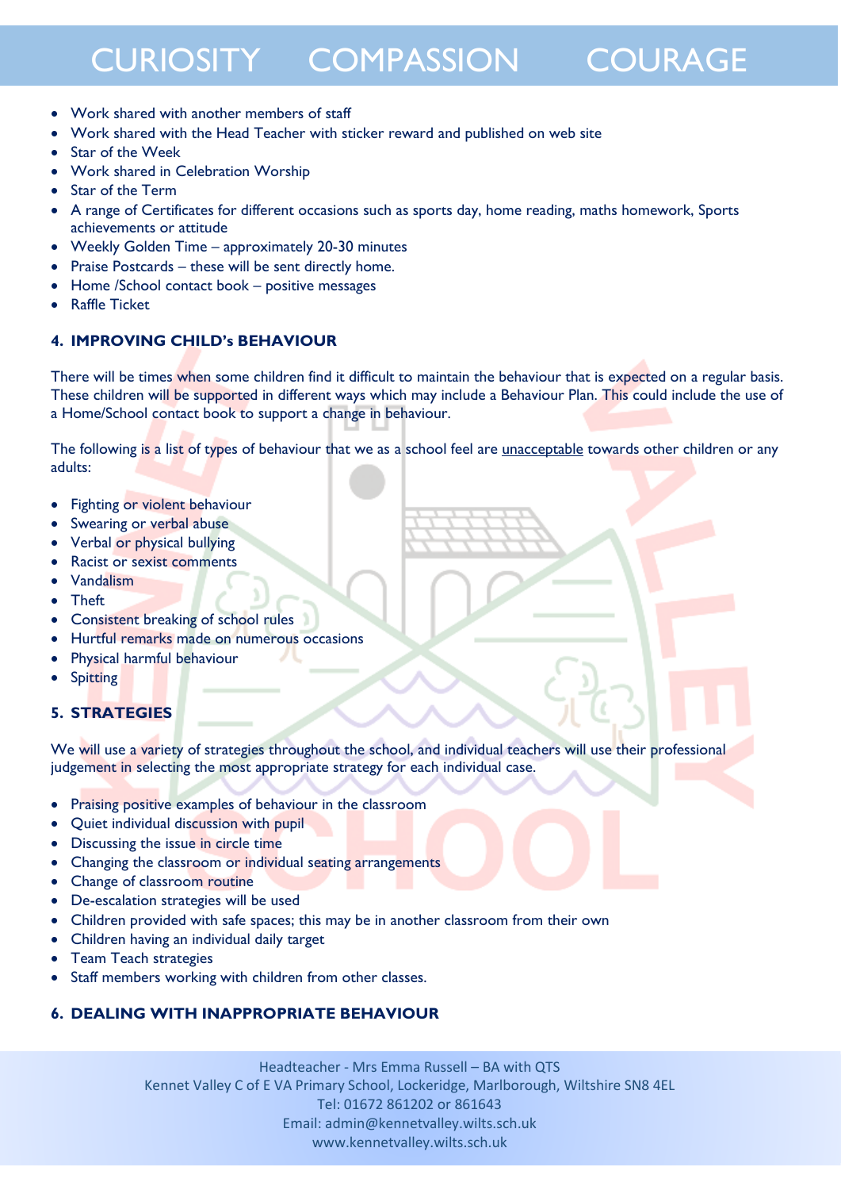- Work shared with another members of staff
- Work shared with the Head Teacher with sticker reward and published on web site
- Star of the Week
- Work shared in Celebration Worship
- Star of the Term
- A range of Certificates for different occasions such as sports day, home reading, maths homework, Sports achievements or attitude
- Weekly Golden Time – approximately 20-30 minutes
- Praise Postcards – these will be sent directly home.
- Home /School contact book – positive messages
- Raffle Ticket

### 4. IMPROVING CHILD's BEHAVIOUR

There will be times when some children find it difficult to maintain the behaviour that is expected on a regular basis. These children will be supported in different ways which may include a Behaviour Plan. This could include the use of a Home/School contact book to support a change in behaviour.

The following is a list of types of behaviour that we as a school feel are <u>unacceptable</u> towards other children or any adults:

- Fighting or violent behaviour
- Swearing or verbal abuse
- Verbal or physical bullying
- Racist or sexist comments
- Vandalism
- Theft
- Consistent breaking of school rules
- Hurtful remarks made on numerous occasions
- Physical harmful behaviour
- Spitting

### 5. STRATEGIES

We will use a variety of strategies throughout the school, and individual teachers will use their professional judgement in selecting the most appropriate strategy for each individual case.

- Praising positive examples of behaviour in the classroom
- Quiet individual discussion with pupil
- Discussing the issue in circle time
- Changing the classroom or individual seating arrangements
- Change of classroom routine
- De-escalation strategies will be used
- Children provided with safe spaces; this may be in another classroom from their own
- Children having an individual daily target
- Team Teach strategies
- Staff members working with children from other classes.

### 6. DEALING WITH INAPPROPRIATE BEHAVIOUR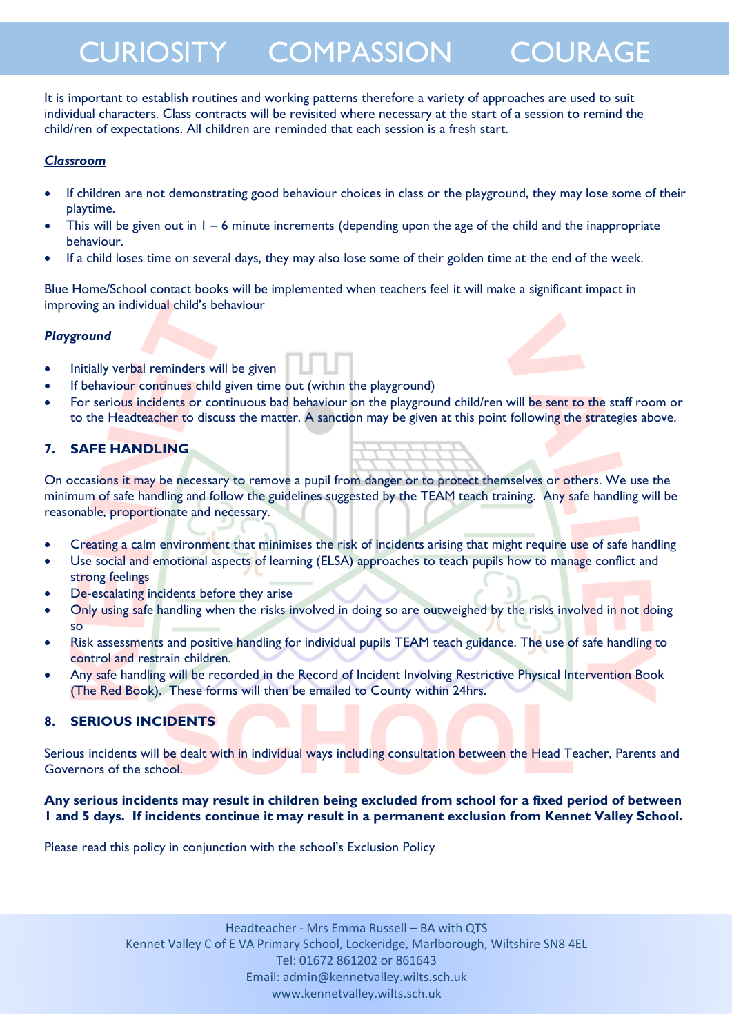It is important to establish routines and working patterns therefore a variety of approaches are used to suit individual characters. Class contracts will be revisited where necessary at the start of a session to remind the child/ren of expectations. All children are reminded that each session is a fresh start.

***Classroom***

- If children are not demonstrating good behaviour choices in class or the playground, they may lose some of their playtime.
- This will be given out in 1 – 6 minute increments (depending upon the age of the child and the inappropriate behaviour.
- If a child loses time on several days, they may also lose some of their golden time at the end of the week.

Blue Home/School contact books will be implemented when teachers feel it will make a significant impact in improving an individual child's behaviour

***Playground***

- Initially verbal reminders will be given
- If behaviour continues child given time out (within the playground)
- For serious incidents or continuous bad behaviour on the playground child/ren will be sent to the staff room or to the Headteacher to discuss the matter. A sanction may be given at this point following the strategies above.

## 7. SAFE HANDLING

On occasions it may be necessary to remove a pupil from danger or to protect themselves or others. We use the minimum of safe handling and follow the guidelines suggested by the TEAM teach training. Any safe handling will be reasonable, proportionate and necessary.

- Creating a calm environment that minimises the risk of incidents arising that might require use of safe handling
- Use social and emotional aspects of learning (ELSA) approaches to teach pupils how to manage conflict and strong feelings
- De-escalating incidents before they arise
- Only using safe handling when the risks involved in doing so are outweighed by the risks involved in not doing so
- Risk assessments and positive handling for individual pupils TEAM teach guidance. The use of safe handling to control and restrain children.
- Any safe handling will be recorded in the Record of Incident Involving Restrictive Physical Intervention Book (The Red Book). These forms will then be emailed to County within 24hrs.

## 8. SERIOUS INCIDENTS

Serious incidents will be dealt with in individual ways including consultation between the Head Teacher, Parents and Governors of the school.

**Any serious incidents may result in children being excluded from school for a fixed period of between 1 and 5 days. If incidents continue it may result in a permanent exclusion from Kennet Valley School.**

Please read this policy in conjunction with the school's Exclusion Policy